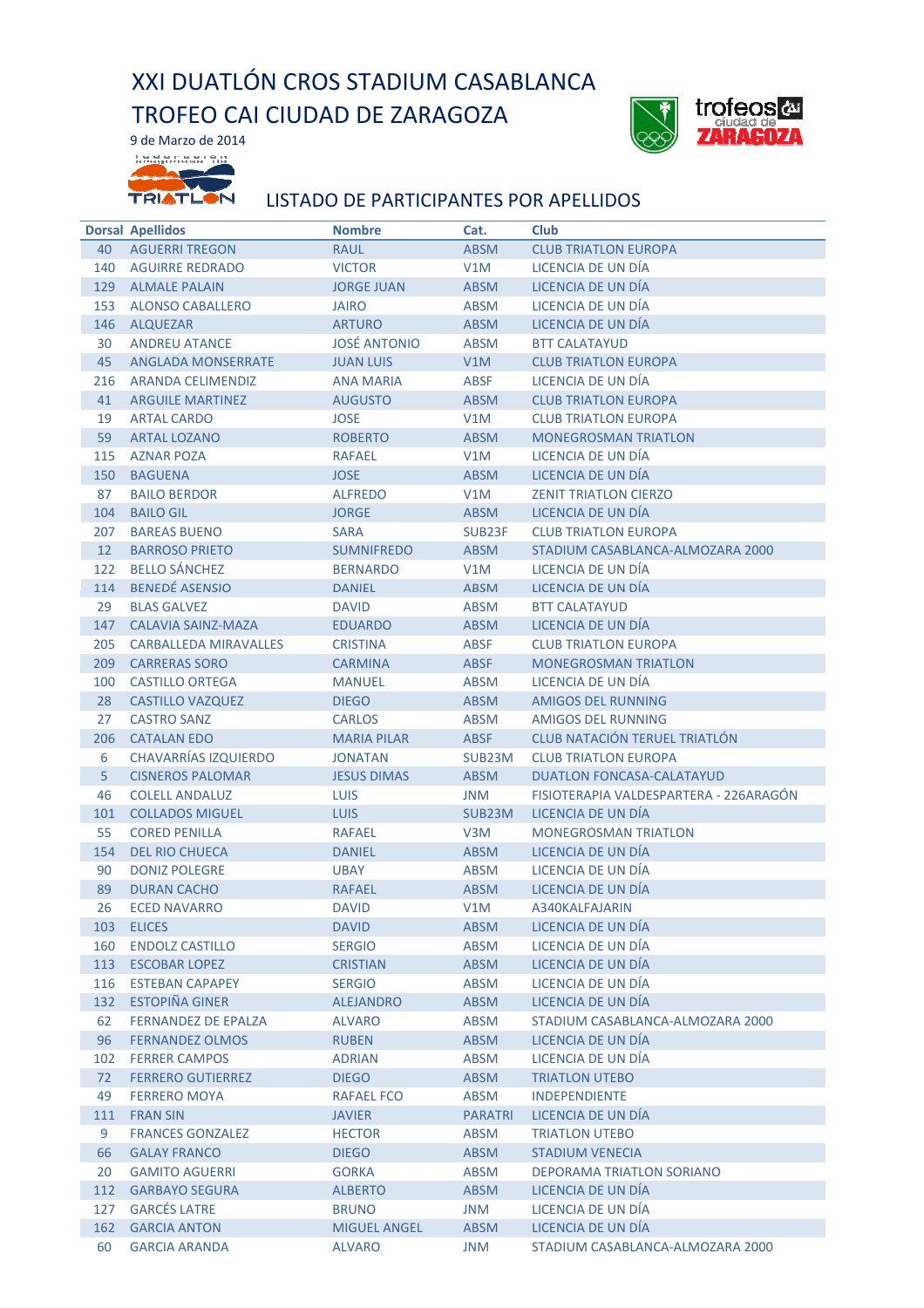# XXI DUATLÓN CROS STADIUM CASABLANCA

# TROFEO CAI CIUDAD DE ZARAGOZA

9 de Marzo de 2014

## LISTADO DE PARTICIPANTES POR APELLIDOS

| Dorsal | Apellidos | Nombre | Cat. | Club |
|---|---|---|---|---|
| 40 | AGUERRI TREGON | RAUL | ABSM | CLUB TRIATLON EUROPA |
| 140 | AGUIRRE REDRADO | VICTOR | V1M | LICENCIA DE UN DÍA |
| 129 | ALMALE PALAIN | JORGE JUAN | ABSM | LICENCIA DE UN DÍA |
| 153 | ALONSO CABALLERO | JAIRO | ABSM | LICENCIA DE UN DÍA |
| 146 | ALQUEZAR | ARTURO | ABSM | LICENCIA DE UN DÍA |
| 30 | ANDREU ATANCE | JOSÉ ANTONIO | ABSM | BTT CALATAYUD |
| 45 | ANGLADA MONSERRATE | JUAN LUIS | V1M | CLUB TRIATLON EUROPA |
| 216 | ARANDA CELIMENDIZ | ANA MARIA | ABSF | LICENCIA DE UN DÍA |
| 41 | ARGUILE MARTINEZ | AUGUSTO | ABSM | CLUB TRIATLON EUROPA |
| 19 | ARTAL CARDO | JOSE | V1M | CLUB TRIATLON EUROPA |
| 59 | ARTAL LOZANO | ROBERTO | ABSM | MONEGROSMAN TRIATLON |
| 115 | AZNAR POZA | RAFAEL | V1M | LICENCIA DE UN DÍA |
| 150 | BAGUENA | JOSE | ABSM | LICENCIA DE UN DÍA |
| 87 | BAILO BERDOR | ALFREDO | V1M | ZENIT TRIATLON CIERZO |
| 104 | BAILO GIL | JORGE | ABSM | LICENCIA DE UN DÍA |
| 207 | BAREAS BUENO | SARA | SUB23F | CLUB TRIATLON EUROPA |
| 12 | BARROSO PRIETO | SUMNIFREDO | ABSM | STADIUM CASABLANCA-ALMOZARA 2000 |
| 122 | BELLO SÁNCHEZ | BERNARDO | V1M | LICENCIA DE UN DÍA |
| 114 | BENEDÉ ASENSIO | DANIEL | ABSM | LICENCIA DE UN DÍA |
| 29 | BLAS GALVEZ | DAVID | ABSM | BTT CALATAYUD |
| 147 | CALAVIA SAINZ-MAZA | EDUARDO | ABSM | LICENCIA DE UN DÍA |
| 205 | CARBALLEDA MIRAVALLES | CRISTINA | ABSF | CLUB TRIATLON EUROPA |
| 209 | CARRERAS SORO | CARMINA | ABSF | MONEGROSMAN TRIATLON |
| 100 | CASTILLO ORTEGA | MANUEL | ABSM | LICENCIA DE UN DÍA |
| 28 | CASTILLO VAZQUEZ | DIEGO | ABSM | AMIGOS DEL RUNNING |
| 27 | CASTRO SANZ | CARLOS | ABSM | AMIGOS DEL RUNNING |
| 206 | CATALAN EDO | MARIA PILAR | ABSF | CLUB NATACIÓN TERUEL TRIATLÓN |
| 6 | CHAVARRÍAS IZQUIERDO | JONATAN | SUB23M | CLUB TRIATLON EUROPA |
| 5 | CISNEROS PALOMAR | JESUS DIMAS | ABSM | DUATLON FONCASA-CALATAYUD |
| 46 | COLELL ANDALUZ | LUIS | JNM | FISIOTERAPIA VALDESPARTERA - 226ARAGÓN |
| 101 | COLLADOS MIGUEL | LUIS | SUB23M | LICENCIA DE UN DÍA |
| 55 | CORED PENILLA | RAFAEL | V3M | MONEGROSMAN TRIATLON |
| 154 | DEL RIO CHUECA | DANIEL | ABSM | LICENCIA DE UN DÍA |
| 90 | DONIZ POLEGRE | UBAY | ABSM | LICENCIA DE UN DÍA |
| 89 | DURAN CACHO | RAFAEL | ABSM | LICENCIA DE UN DÍA |
| 26 | ECED NAVARRO | DAVID | V1M | A340KALFAJARIN |
| 103 | ELICES | DAVID | ABSM | LICENCIA DE UN DÍA |
| 160 | ENDOLZ CASTILLO | SERGIO | ABSM | LICENCIA DE UN DÍA |
| 113 | ESCOBAR LOPEZ | CRISTIAN | ABSM | LICENCIA DE UN DÍA |
| 116 | ESTEBAN CAPAPEY | SERGIO | ABSM | LICENCIA DE UN DÍA |
| 132 | ESTOPIÑA GINER | ALEJANDRO | ABSM | LICENCIA DE UN DÍA |
| 62 | FERNANDEZ DE EPALZA | ALVARO | ABSM | STADIUM CASABLANCA-ALMOZARA 2000 |
| 96 | FERNANDEZ OLMOS | RUBEN | ABSM | LICENCIA DE UN DÍA |
| 102 | FERRER CAMPOS | ADRIAN | ABSM | LICENCIA DE UN DÍA |
| 72 | FERRERO GUTIERREZ | DIEGO | ABSM | TRIATLON UTEBO |
| 49 | FERRERO MOYA | RAFAEL FCO | ABSM | INDEPENDIENTE |
| 111 | FRAN SIN | JAVIER | PARATRI | LICENCIA DE UN DÍA |
| 9 | FRANCES GONZALEZ | HECTOR | ABSM | TRIATLON UTEBO |
| 66 | GALAY FRANCO | DIEGO | ABSM | STADIUM VENECIA |
| 20 | GAMITO AGUERRI | GORKA | ABSM | DEPORAMA TRIATLON SORIANO |
| 112 | GARBAYO SEGURA | ALBERTO | ABSM | LICENCIA DE UN DÍA |
| 127 | GARCÉS LATRE | BRUNO | JNM | LICENCIA DE UN DÍA |
| 162 | GARCIA ANTON | MIGUEL ANGEL | ABSM | LICENCIA DE UN DÍA |
| 60 | GARCIA ARANDA | ALVARO | JNM | STADIUM CASABLANCA-ALMOZARA 2000 |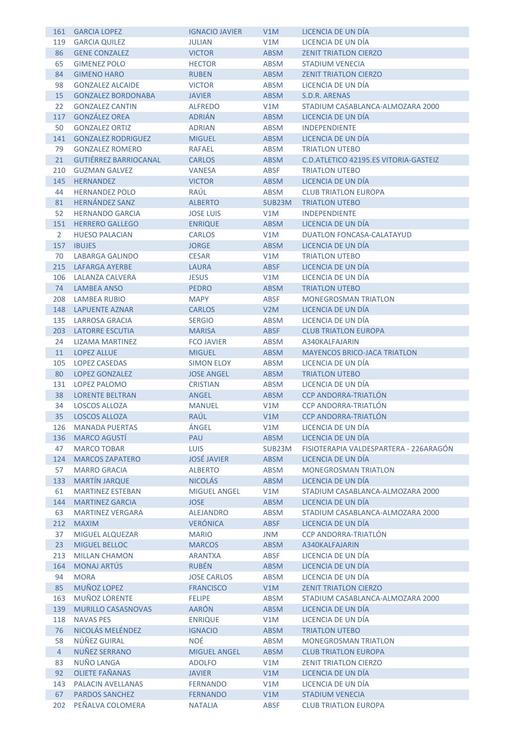| | | | | |
|---|---|---|---|---|
| 161 | GARCIA LOPEZ | IGNACIO JAVIER | V1M | LICENCIA DE UN DÍA |
| 119 | GARCIA QUILEZ | JULIAN | V1M | LICENCIA DE UN DÍA |
| 86 | GENE CONZALEZ | VICTOR | ABSM | ZENIT TRIATLON CIERZO |
| 65 | GIMENEZ POLO | HECTOR | ABSM | STADIUM VENECIA |
| 84 | GIMENO HARO | RUBEN | ABSM | ZENIT TRIATLON CIERZO |
| 98 | GONZALEZ ALCAIDE | VICTOR | ABSM | LICENCIA DE UN DÍA |
| 15 | GONZALEZ BORDONABA | JAVIER | ABSM | S.D.R. ARENAS |
| 22 | GONZALEZ CANTIN | ALFREDO | V1M | STADIUM CASABLANCA-ALMOZARA 2000 |
| 117 | GONZÁLEZ OREA | ADRIÁN | ABSM | LICENCIA DE UN DÍA |
| 50 | GONZALEZ ORTIZ | ADRIAN | ABSM | INDEPENDIENTE |
| 141 | GONZALEZ RODRIGUEZ | MIGUEL | ABSM | LICENCIA DE UN DÍA |
| 79 | GONZALEZ ROMERO | RAFAEL | ABSM | TRIATLON UTEBO |
| 21 | GUTIÉRREZ BARRIOCANAL | CARLOS | ABSM | C.D.ATLETICO 42195.ES VITORIA-GASTEIZ |
| 210 | GUZMAN GALVEZ | VANESA | ABSF | TRIATLON UTEBO |
| 145 | HERNANDEZ | VICTOR | ABSM | LICENCIA DE UN DÍA |
| 44 | HERNANDEZ POLO | RAÚL | ABSM | CLUB TRIATLON EUROPA |
| 81 | HERNÁNDEZ SANZ | ALBERTO | SUB23M | TRIATLON UTEBO |
| 52 | HERNANDO GARCIA | JOSE LUIS | V1M | INDEPENDIENTE |
| 151 | HERRERO GALLEGO | ENRIQUE | ABSM | LICENCIA DE UN DÍA |
| 2 | HUESO PALACIAN | CARLOS | V1M | DUATLON FONCASA-CALATAYUD |
| 157 | IBUJES | JORGE | ABSM | LICENCIA DE UN DÍA |
| 70 | LABARGA GALINDO | CESAR | V1M | TRIATLON UTEBO |
| 215 | LAFARGA AYERBE | LAURA | ABSF | LICENCIA DE UN DÍA |
| 106 | LALANZA CALVERA | JESUS | V1M | LICENCIA DE UN DÍA |
| 74 | LAMBEA ANSO | PEDRO | ABSM | TRIATLON UTEBO |
| 208 | LAMBEA RUBIO | MAPY | ABSF | MONEGROSMAN TRIATLON |
| 148 | LAPUENTE AZNAR | CARLOS | V2M | LICENCIA DE UN DÍA |
| 135 | LARROSA GRACIA | SERGIO | ABSM | LICENCIA DE UN DÍA |
| 203 | LATORRE ESCUTIA | MARISA | ABSF | CLUB TRIATLON EUROPA |
| 24 | LIZAMA MARTINEZ | FCO JAVIER | ABSM | A340KALFAJARIN |
| 11 | LOPEZ ALLUE | MIGUEL | ABSM | MAYENCOS BRICO-JACA TRIATLON |
| 105 | LOPEZ CASEDAS | SIMON ELOY | ABSM | LICENCIA DE UN DÍA |
| 80 | LOPEZ GONZALEZ | JOSE ANGEL | ABSM | TRIATLON UTEBO |
| 131 | LOPEZ PALOMO | CRISTIAN | ABSM | LICENCIA DE UN DÍA |
| 38 | LORENTE BELTRAN | ANGEL | ABSM | CCP ANDORRA-TRIATLÓN |
| 34 | LOSCOS ALLOZA | MANUEL | V1M | CCP ANDORRA-TRIATLÓN |
| 35 | LOSCOS ALLOZA | RAÚL | V1M | CCP ANDORRA-TRIATLÓN |
| 126 | MANADA PUERTAS | ÁNGEL | V1M | LICENCIA DE UN DÍA |
| 136 | MARCO AGUSTÍ | PAU | ABSM | LICENCIA DE UN DÍA |
| 47 | MARCO TOBAR | LUIS | SUB23M | FISIOTERAPIA VALDESPARTERA - 226ARAGÓN |
| 124 | MARCOS ZAPATERO | JOSÉ JAVIER | ABSM | LICENCIA DE UN DÍA |
| 57 | MARRO GRACIA | ALBERTO | ABSM | MONEGROSMAN TRIATLON |
| 133 | MARTÍN JARQUE | NICOLÁS | ABSM | LICENCIA DE UN DÍA |
| 61 | MARTINEZ ESTEBAN | MIGUEL ANGEL | V1M | STADIUM CASABLANCA-ALMOZARA 2000 |
| 144 | MARTINEZ GARCIA | JOSE | ABSM | LICENCIA DE UN DÍA |
| 63 | MARTINEZ VERGARA | ALEJANDRO | ABSM | STADIUM CASABLANCA-ALMOZARA 2000 |
| 212 | MAXIM | VERÓNICA | ABSF | LICENCIA DE UN DÍA |
| 37 | MIGUEL ALQUEZAR | MARIO | JNM | CCP ANDORRA-TRIATLÓN |
| 23 | MIGUEL BELLOC | MARCOS | ABSM | A340KALFAJARIN |
| 213 | MILLAN CHAMON | ARANTXA | ABSF | LICENCIA DE UN DÍA |
| 164 | MONAJ ARTÚS | RUBÉN | ABSM | LICENCIA DE UN DÍA |
| 94 | MORA | JOSE CARLOS | ABSM | LICENCIA DE UN DÍA |
| 85 | MUÑOZ LOPEZ | FRANCISCO | V1M | ZENIT TRIATLON CIERZO |
| 163 | MUÑOZ LORENTE | FELIPE | ABSM | STADIUM CASABLANCA-ALMOZARA 2000 |
| 139 | MURILLO CASASNOVAS | AARÓN | ABSM | LICENCIA DE UN DÍA |
| 118 | NAVAS PES | ENRIQUE | V1M | LICENCIA DE UN DÍA |
| 76 | NICOLÁS MELÉNDEZ | IGNACIO | ABSM | TRIATLON UTEBO |
| 58 | NÚÑEZ GUIRAL | NOÉ | ABSM | MONEGROSMAN TRIATLON |
| 4 | NUÑEZ SERRANO | MIGUEL ANGEL | ABSM | CLUB TRIATLON EUROPA |
| 83 | NUÑO LANGA | ADOLFO | V1M | ZENIT TRIATLON CIERZO |
| 92 | OLIETE FAÑANAS | JAVIER | V1M | LICENCIA DE UN DÍA |
| 143 | PALACIN AVELLANAS | FERNANDO | V1M | LICENCIA DE UN DÍA |
| 67 | PARDOS SANCHEZ | FERNANDO | V1M | STADIUM VENECIA |
| 202 | PEÑALVA COLOMERA | NATALIA | ABSF | CLUB TRIATLON EUROPA |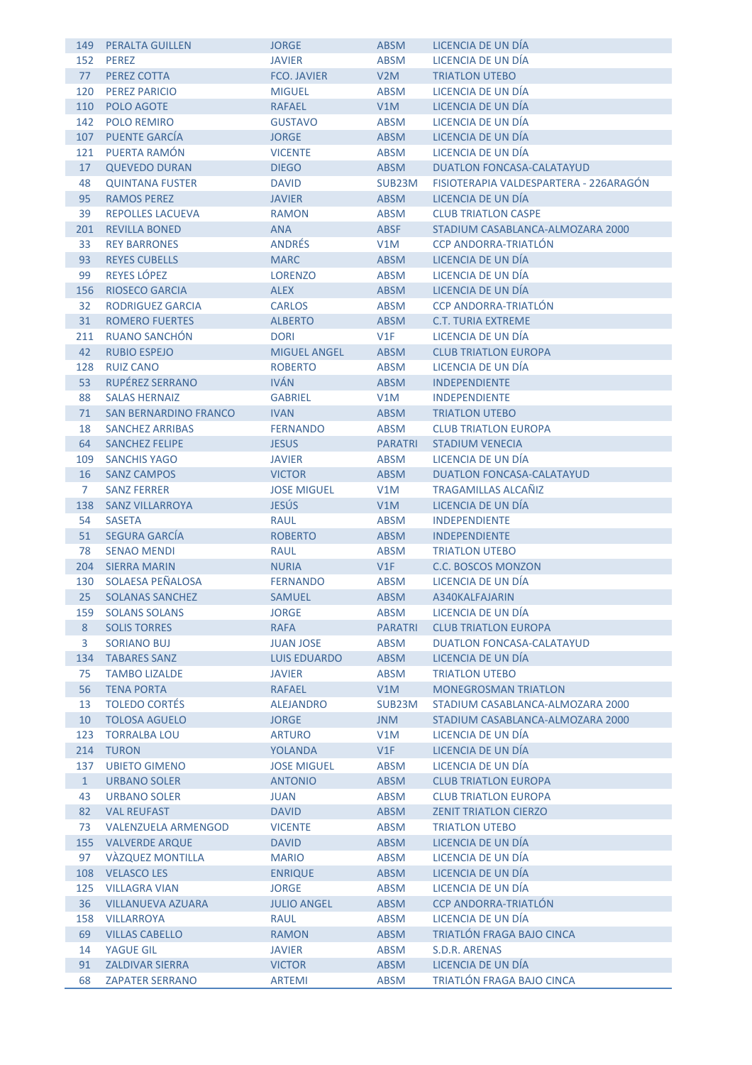| | | | | |
|---|---|---|---|---|
| 149 | PERALTA GUILLEN | JORGE | ABSM | LICENCIA DE UN DÍA |
| 152 | PEREZ | JAVIER | ABSM | LICENCIA DE UN DÍA |
| 77 | PEREZ COTTA | FCO. JAVIER | V2M | TRIATLON UTEBO |
| 120 | PEREZ PARICIO | MIGUEL | ABSM | LICENCIA DE UN DÍA |
| 110 | POLO AGOTE | RAFAEL | V1M | LICENCIA DE UN DÍA |
| 142 | POLO REMIRO | GUSTAVO | ABSM | LICENCIA DE UN DÍA |
| 107 | PUENTE GARCÍA | JORGE | ABSM | LICENCIA DE UN DÍA |
| 121 | PUERTA RAMÓN | VICENTE | ABSM | LICENCIA DE UN DÍA |
| 17 | QUEVEDO DURAN | DIEGO | ABSM | DUATLON FONCASA-CALATAYUD |
| 48 | QUINTANA FUSTER | DAVID | SUB23M | FISIOTERAPIA VALDESPARTERA - 226ARAGÓN |
| 95 | RAMOS PEREZ | JAVIER | ABSM | LICENCIA DE UN DÍA |
| 39 | REPOLLES LACUEVA | RAMON | ABSM | CLUB TRIATLON CASPE |
| 201 | REVILLA BONED | ANA | ABSF | STADIUM CASABLANCA-ALMOZARA 2000 |
| 33 | REY BARRONES | ANDRÉS | V1M | CCP ANDORRA-TRIATLÓN |
| 93 | REYES CUBELLS | MARC | ABSM | LICENCIA DE UN DÍA |
| 99 | REYES LÓPEZ | LORENZO | ABSM | LICENCIA DE UN DÍA |
| 156 | RIOSECO GARCIA | ALEX | ABSM | LICENCIA DE UN DÍA |
| 32 | RODRIGUEZ GARCIA | CARLOS | ABSM | CCP ANDORRA-TRIATLÓN |
| 31 | ROMERO FUERTES | ALBERTO | ABSM | C.T. TURIA EXTREME |
| 211 | RUANO SANCHÓN | DORI | V1F | LICENCIA DE UN DÍA |
| 42 | RUBIO ESPEJO | MIGUEL ANGEL | ABSM | CLUB TRIATLON EUROPA |
| 128 | RUIZ CANO | ROBERTO | ABSM | LICENCIA DE UN DÍA |
| 53 | RUPÉREZ SERRANO | IVÁN | ABSM | INDEPENDIENTE |
| 88 | SALAS HERNAIZ | GABRIEL | V1M | INDEPENDIENTE |
| 71 | SAN BERNARDINO FRANCO | IVAN | ABSM | TRIATLON UTEBO |
| 18 | SANCHEZ ARRIBAS | FERNANDO | ABSM | CLUB TRIATLON EUROPA |
| 64 | SANCHEZ FELIPE | JESUS | PARATRI | STADIUM VENECIA |
| 109 | SANCHIS YAGO | JAVIER | ABSM | LICENCIA DE UN DÍA |
| 16 | SANZ CAMPOS | VICTOR | ABSM | DUATLON FONCASA-CALATAYUD |
| 7 | SANZ FERRER | JOSE MIGUEL | V1M | TRAGAMILLAS ALCAÑIZ |
| 138 | SANZ VILLARROYA | JESÚS | V1M | LICENCIA DE UN DÍA |
| 54 | SASETA | RAUL | ABSM | INDEPENDIENTE |
| 51 | SEGURA GARCÍA | ROBERTO | ABSM | INDEPENDIENTE |
| 78 | SENAO MENDI | RAUL | ABSM | TRIATLON UTEBO |
| 204 | SIERRA MARIN | NURIA | V1F | C.C. BOSCOS MONZON |
| 130 | SOLAESA PEÑALOSA | FERNANDO | ABSM | LICENCIA DE UN DÍA |
| 25 | SOLANAS SANCHEZ | SAMUEL | ABSM | A340KALFAJARIN |
| 159 | SOLANS SOLANS | JORGE | ABSM | LICENCIA DE UN DÍA |
| 8 | SOLIS TORRES | RAFA | PARATRI | CLUB TRIATLON EUROPA |
| 3 | SORIANO BUJ | JUAN JOSE | ABSM | DUATLON FONCASA-CALATAYUD |
| 134 | TABARES SANZ | LUIS EDUARDO | ABSM | LICENCIA DE UN DÍA |
| 75 | TAMBO LIZALDE | JAVIER | ABSM | TRIATLON UTEBO |
| 56 | TENA PORTA | RAFAEL | V1M | MONEGROSMAN TRIATLON |
| 13 | TOLEDO CORTÉS | ALEJANDRO | SUB23M | STADIUM CASABLANCA-ALMOZARA 2000 |
| 10 | TOLOSA AGUELO | JORGE | JNM | STADIUM CASABLANCA-ALMOZARA 2000 |
| 123 | TORRALBA LOU | ARTURO | V1M | LICENCIA DE UN DÍA |
| 214 | TURON | YOLANDA | V1F | LICENCIA DE UN DÍA |
| 137 | UBIETO GIMENO | JOSE MIGUEL | ABSM | LICENCIA DE UN DÍA |
| 1 | URBANO SOLER | ANTONIO | ABSM | CLUB TRIATLON EUROPA |
| 43 | URBANO SOLER | JUAN | ABSM | CLUB TRIATLON EUROPA |
| 82 | VAL REUFAST | DAVID | ABSM | ZENIT TRIATLON CIERZO |
| 73 | VALENZUELA ARMENGOD | VICENTE | ABSM | TRIATLON UTEBO |
| 155 | VALVERDE ARQUE | DAVID | ABSM | LICENCIA DE UN DÍA |
| 97 | VÀZQUEZ MONTILLA | MARIO | ABSM | LICENCIA DE UN DÍA |
| 108 | VELASCO LES | ENRIQUE | ABSM | LICENCIA DE UN DÍA |
| 125 | VILLAGRA VIAN | JORGE | ABSM | LICENCIA DE UN DÍA |
| 36 | VILLANUEVA AZUARA | JULIO ANGEL | ABSM | CCP ANDORRA-TRIATLÓN |
| 158 | VILLARROYA | RAUL | ABSM | LICENCIA DE UN DÍA |
| 69 | VILLAS CABELLO | RAMON | ABSM | TRIATLÓN FRAGA BAJO CINCA |
| 14 | YAGUE GIL | JAVIER | ABSM | S.D.R. ARENAS |
| 91 | ZALDIVAR SIERRA | VICTOR | ABSM | LICENCIA DE UN DÍA |
| 68 | ZAPATER SERRANO | ARTEMI | ABSM | TRIATLÓN FRAGA BAJO CINCA |